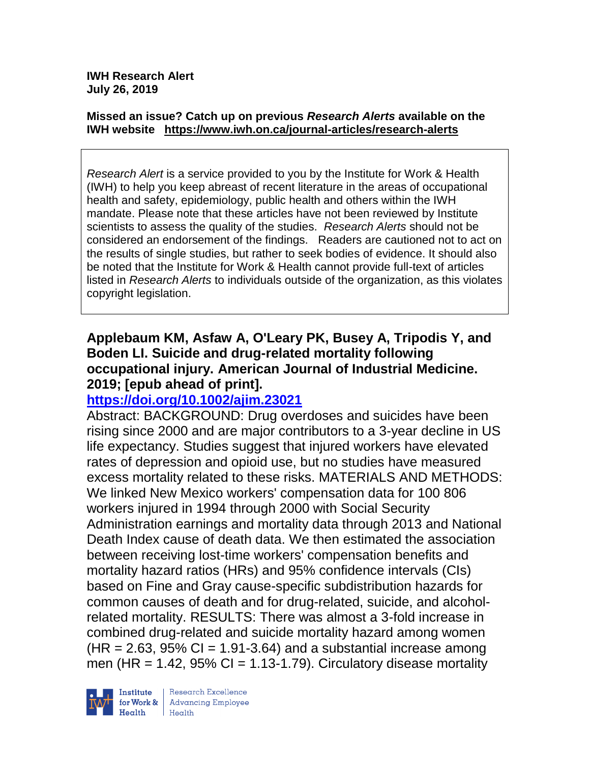**IWH Research Alert**
**July 26, 2019**

**Missed an issue? Catch up on previous *Research Alerts* available on the IWH website https://www.iwh.on.ca/journal-articles/research-alerts**

*Research Alert* is a service provided to you by the Institute for Work & Health (IWH) to help you keep abreast of recent literature in the areas of occupational health and safety, epidemiology, public health and others within the IWH mandate. Please note that these articles have not been reviewed by Institute scientists to assess the quality of the studies. *Research Alerts* should not be considered an endorsement of the findings. Readers are cautioned not to act on the results of single studies, but rather to seek bodies of evidence. It should also be noted that the Institute for Work & Health cannot provide full-text of articles listed in *Research Alerts* to individuals outside of the organization, as this violates copyright legislation.

**Applebaum KM, Asfaw A, O'Leary PK, Busey A, Tripodis Y, and Boden LI. Suicide and drug-related mortality following occupational injury. American Journal of Industrial Medicine. 2019; [epub ahead of print].**

**https://doi.org/10.1002/ajim.23021**

Abstract: BACKGROUND: Drug overdoses and suicides have been rising since 2000 and are major contributors to a 3-year decline in US life expectancy. Studies suggest that injured workers have elevated rates of depression and opioid use, but no studies have measured excess mortality related to these risks. MATERIALS AND METHODS: We linked New Mexico workers' compensation data for 100 806 workers injured in 1994 through 2000 with Social Security Administration earnings and mortality data through 2013 and National Death Index cause of death data. We then estimated the association between receiving lost-time workers' compensation benefits and mortality hazard ratios (HRs) and 95% confidence intervals (CIs) based on Fine and Gray cause-specific subdistribution hazards for common causes of death and for drug-related, suicide, and alcohol-related mortality. RESULTS: There was almost a 3-fold increase in combined drug-related and suicide mortality hazard among women (HR = 2.63, 95% CI = 1.91-3.64) and a substantial increase among men (HR = 1.42, 95% CI = 1.13-1.79). Circulatory disease mortality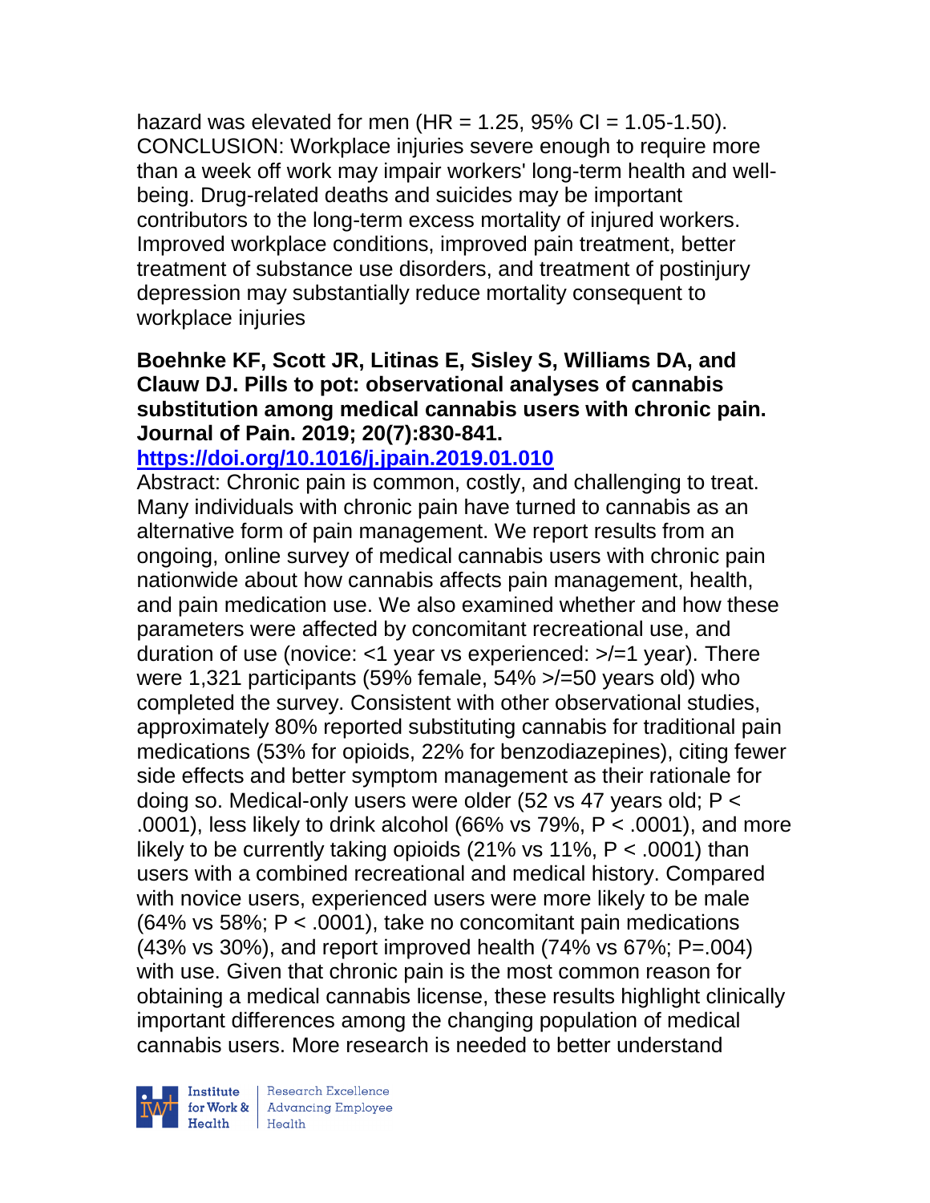hazard was elevated for men (HR = 1.25, 95% CI = 1.05-1.50). CONCLUSION: Workplace injuries severe enough to require more than a week off work may impair workers' long-term health and well-being. Drug-related deaths and suicides may be important contributors to the long-term excess mortality of injured workers. Improved workplace conditions, improved pain treatment, better treatment of substance use disorders, and treatment of postinjury depression may substantially reduce mortality consequent to workplace injuries

**Boehnke KF, Scott JR, Litinas E, Sisley S, Williams DA, and Clauw DJ. Pills to pot: observational analyses of cannabis substitution among medical cannabis users with chronic pain. Journal of Pain. 2019; 20(7):830-841.**
**https://doi.org/10.1016/j.jpain.2019.01.010**

Abstract: Chronic pain is common, costly, and challenging to treat. Many individuals with chronic pain have turned to cannabis as an alternative form of pain management. We report results from an ongoing, online survey of medical cannabis users with chronic pain nationwide about how cannabis affects pain management, health, and pain medication use. We also examined whether and how these parameters were affected by concomitant recreational use, and duration of use (novice: <1 year vs experienced: >/=1 year). There were 1,321 participants (59% female, 54% >/=50 years old) who completed the survey. Consistent with other observational studies, approximately 80% reported substituting cannabis for traditional pain medications (53% for opioids, 22% for benzodiazepines), citing fewer side effects and better symptom management as their rationale for doing so. Medical-only users were older (52 vs 47 years old; P < .0001), less likely to drink alcohol (66% vs 79%, P < .0001), and more likely to be currently taking opioids (21% vs 11%, P < .0001) than users with a combined recreational and medical history. Compared with novice users, experienced users were more likely to be male (64% vs 58%; P < .0001), take no concomitant pain medications (43% vs 30%), and report improved health (74% vs 67%; P=.004) with use. Given that chronic pain is the most common reason for obtaining a medical cannabis license, these results highlight clinically important differences among the changing population of medical cannabis users. More research is needed to better understand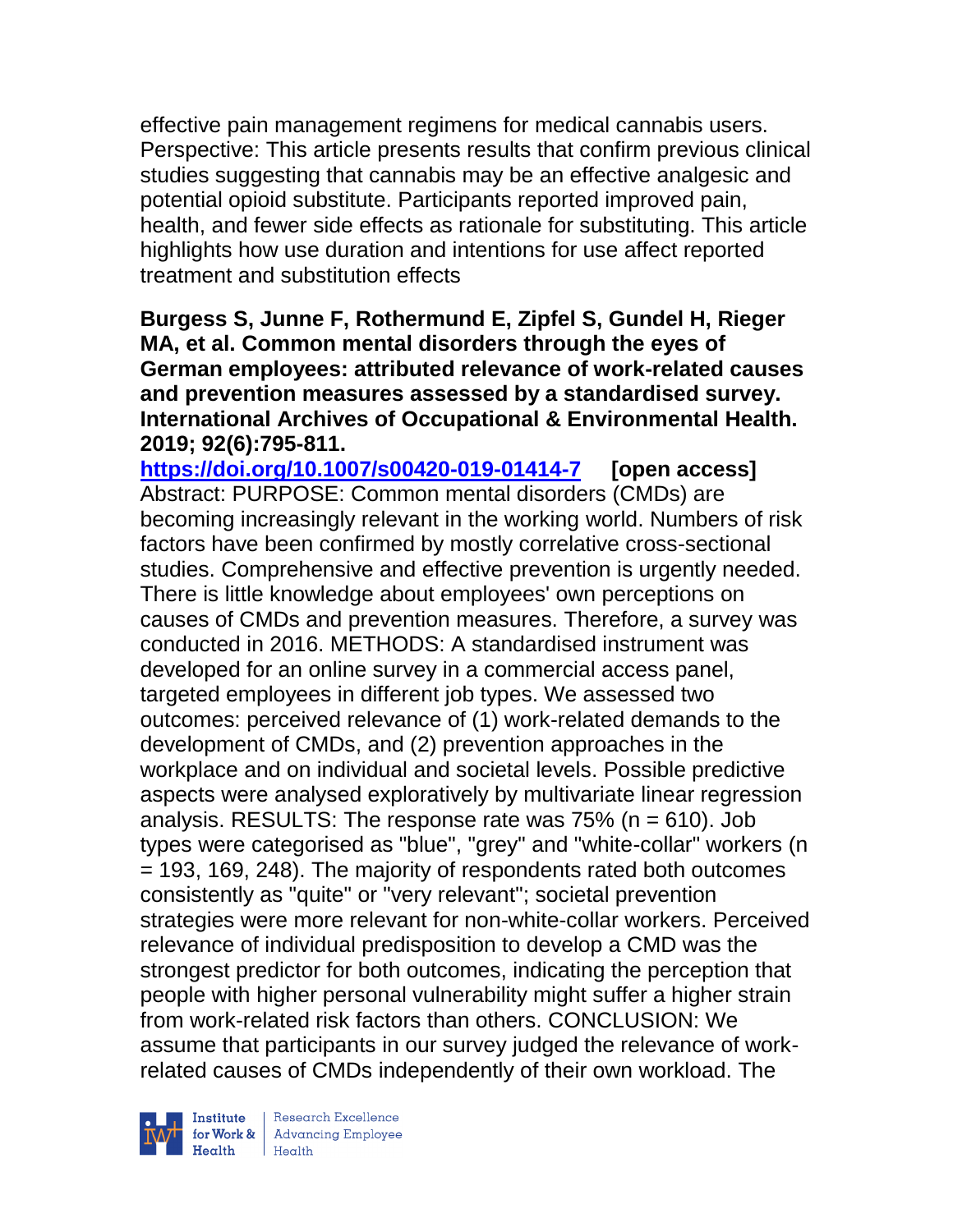effective pain management regimens for medical cannabis users. Perspective: This article presents results that confirm previous clinical studies suggesting that cannabis may be an effective analgesic and potential opioid substitute. Participants reported improved pain, health, and fewer side effects as rationale for substituting. This article highlights how use duration and intentions for use affect reported treatment and substitution effects

**Burgess S, Junne F, Rothermund E, Zipfel S, Gundel H, Rieger MA, et al. Common mental disorders through the eyes of German employees: attributed relevance of work-related causes and prevention measures assessed by a standardised survey. International Archives of Occupational & Environmental Health. 2019; 92(6):795-811.**

**https://doi.org/10.1007/s00420-019-01414-7** **[open access]**

Abstract: PURPOSE: Common mental disorders (CMDs) are becoming increasingly relevant in the working world. Numbers of risk factors have been confirmed by mostly correlative cross-sectional studies. Comprehensive and effective prevention is urgently needed. There is little knowledge about employees' own perceptions on causes of CMDs and prevention measures. Therefore, a survey was conducted in 2016. METHODS: A standardised instrument was developed for an online survey in a commercial access panel, targeted employees in different job types. We assessed two outcomes: perceived relevance of (1) work-related demands to the development of CMDs, and (2) prevention approaches in the workplace and on individual and societal levels. Possible predictive aspects were analysed exploratively by multivariate linear regression analysis. RESULTS: The response rate was 75% (n = 610). Job types were categorised as "blue", "grey" and "white-collar" workers (n = 193, 169, 248). The majority of respondents rated both outcomes consistently as "quite" or "very relevant"; societal prevention strategies were more relevant for non-white-collar workers. Perceived relevance of individual predisposition to develop a CMD was the strongest predictor for both outcomes, indicating the perception that people with higher personal vulnerability might suffer a higher strain from work-related risk factors than others. CONCLUSION: We assume that participants in our survey judged the relevance of work-related causes of CMDs independently of their own workload. The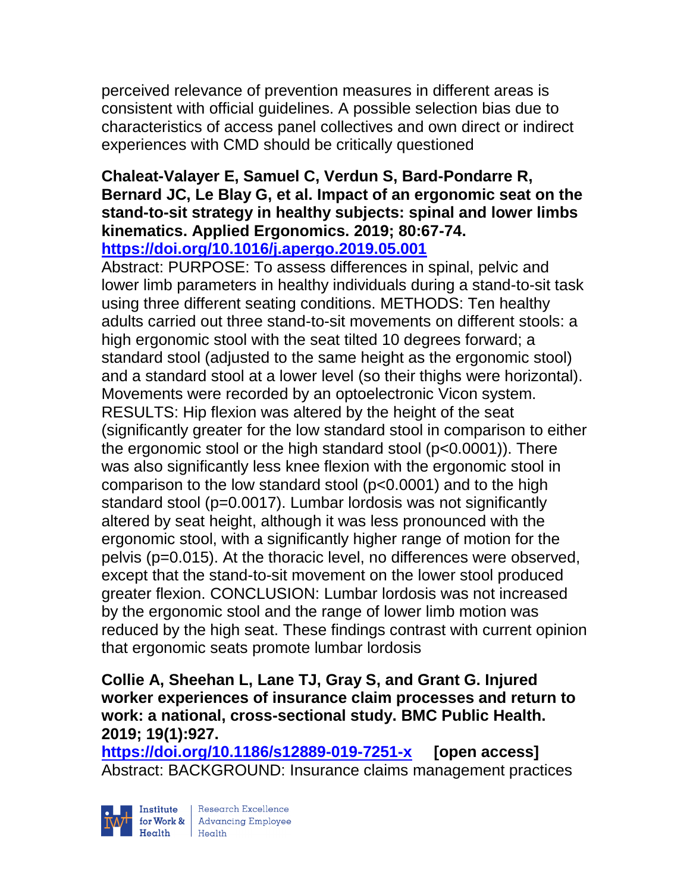perceived relevance of prevention measures in different areas is consistent with official guidelines. A possible selection bias due to characteristics of access panel collectives and own direct or indirect experiences with CMD should be critically questioned

**Chaleat-Valayer E, Samuel C, Verdun S, Bard-Pondarre R, Bernard JC, Le Blay G, et al. Impact of an ergonomic seat on the stand-to-sit strategy in healthy subjects: spinal and lower limbs kinematics. Applied Ergonomics. 2019; 80:67-74.**
**https://doi.org/10.1016/j.apergo.2019.05.001**
Abstract: PURPOSE: To assess differences in spinal, pelvic and lower limb parameters in healthy individuals during a stand-to-sit task using three different seating conditions. METHODS: Ten healthy adults carried out three stand-to-sit movements on different stools: a high ergonomic stool with the seat tilted 10 degrees forward; a standard stool (adjusted to the same height as the ergonomic stool) and a standard stool at a lower level (so their thighs were horizontal). Movements were recorded by an optoelectronic Vicon system. RESULTS: Hip flexion was altered by the height of the seat (significantly greater for the low standard stool in comparison to either the ergonomic stool or the high standard stool ($p<0.0001$)). There was also significantly less knee flexion with the ergonomic stool in comparison to the low standard stool ($p<0.0001$) and to the high standard stool ($p=0.0017$). Lumbar lordosis was not significantly altered by seat height, although it was less pronounced with the ergonomic stool, with a significantly higher range of motion for the pelvis ($p=0.015$). At the thoracic level, no differences were observed, except that the stand-to-sit movement on the lower stool produced greater flexion. CONCLUSION: Lumbar lordosis was not increased by the ergonomic stool and the range of lower limb motion was reduced by the high seat. These findings contrast with current opinion that ergonomic seats promote lumbar lordosis

**Collie A, Sheehan L, Lane TJ, Gray S, and Grant G. Injured worker experiences of insurance claim processes and return to work: a national, cross-sectional study. BMC Public Health. 2019; 19(1):927.**
**https://doi.org/10.1186/s12889-019-7251-x [open access]**
Abstract: BACKGROUND: Insurance claims management practices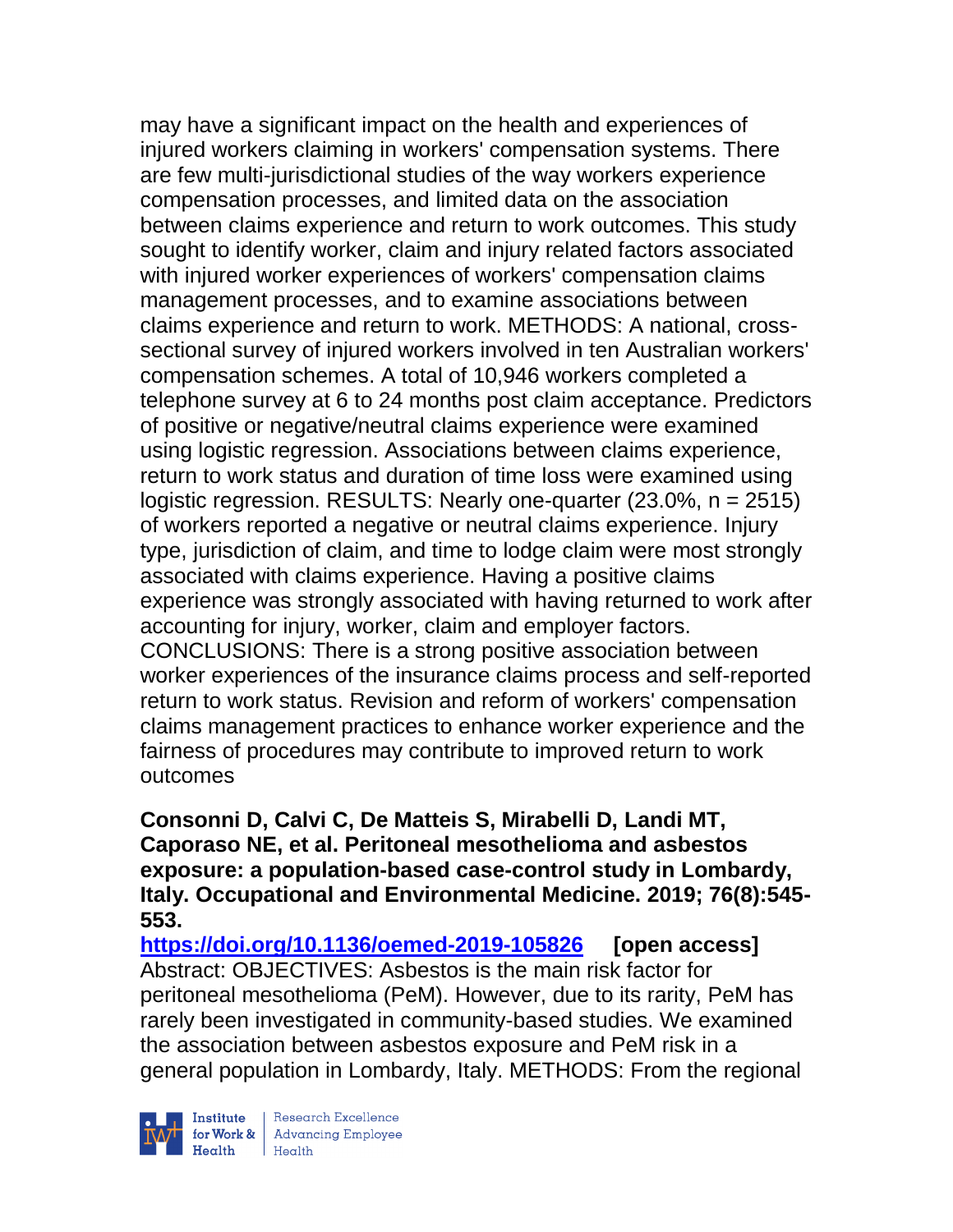may have a significant impact on the health and experiences of injured workers claiming in workers' compensation systems. There are few multi-jurisdictional studies of the way workers experience compensation processes, and limited data on the association between claims experience and return to work outcomes. This study sought to identify worker, claim and injury related factors associated with injured worker experiences of workers' compensation claims management processes, and to examine associations between claims experience and return to work. METHODS: A national, cross-sectional survey of injured workers involved in ten Australian workers' compensation schemes. A total of 10,946 workers completed a telephone survey at 6 to 24 months post claim acceptance. Predictors of positive or negative/neutral claims experience were examined using logistic regression. Associations between claims experience, return to work status and duration of time loss were examined using logistic regression. RESULTS: Nearly one-quarter (23.0%, n = 2515) of workers reported a negative or neutral claims experience. Injury type, jurisdiction of claim, and time to lodge claim were most strongly associated with claims experience. Having a positive claims experience was strongly associated with having returned to work after accounting for injury, worker, claim and employer factors. CONCLUSIONS: There is a strong positive association between worker experiences of the insurance claims process and self-reported return to work status. Revision and reform of workers' compensation claims management practices to enhance worker experience and the fairness of procedures may contribute to improved return to work outcomes

**Consonni D, Calvi C, De Matteis S, Mirabelli D, Landi MT, Caporaso NE, et al. Peritoneal mesothelioma and asbestos exposure: a population-based case-control study in Lombardy, Italy. Occupational and Environmental Medicine. 2019; 76(8):545-553.**

**https://doi.org/10.1136/oemed-2019-105826** **[open access]**
Abstract: OBJECTIVES: Asbestos is the main risk factor for peritoneal mesothelioma (PeM). However, due to its rarity, PeM has rarely been investigated in community-based studies. We examined the association between asbestos exposure and PeM risk in a general population in Lombardy, Italy. METHODS: From the regional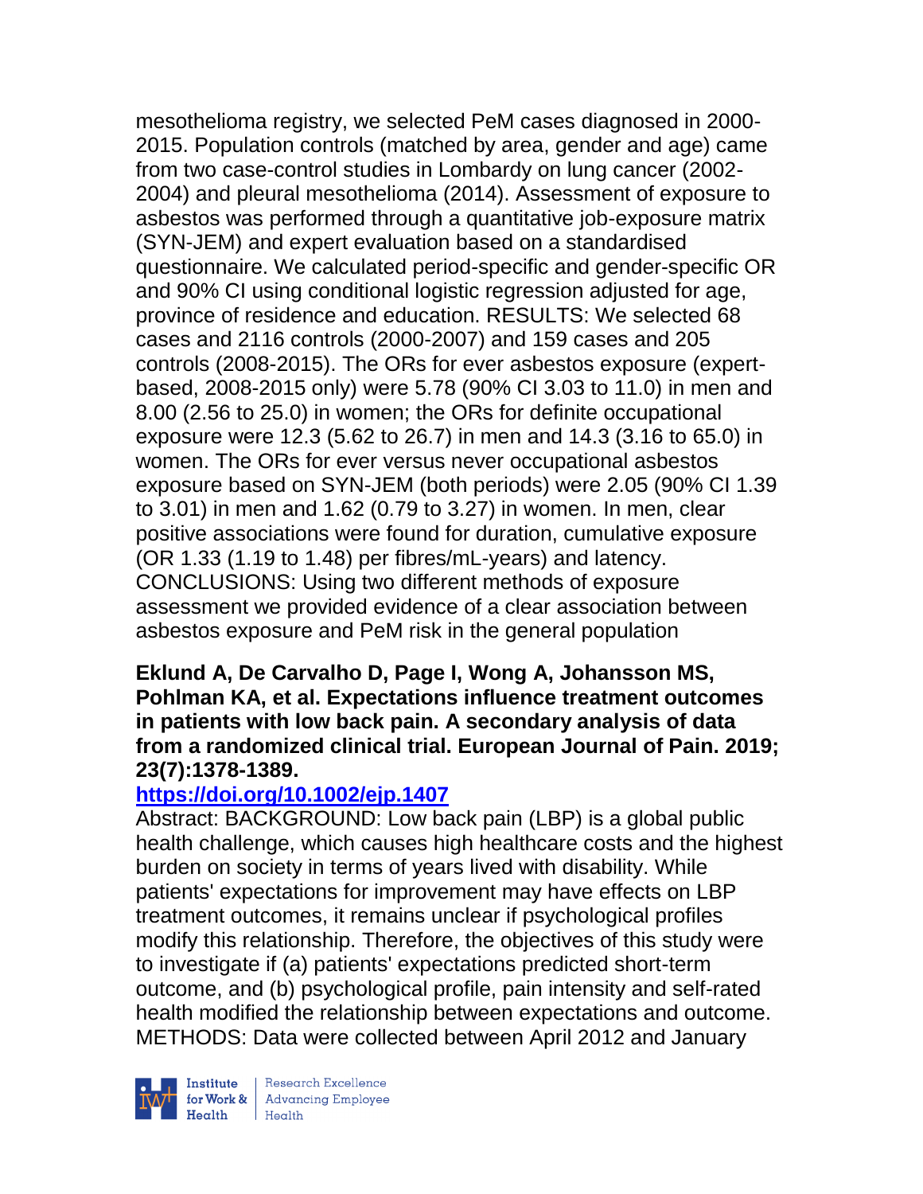mesothelioma registry, we selected PeM cases diagnosed in 2000-2015. Population controls (matched by area, gender and age) came from two case-control studies in Lombardy on lung cancer (2002-2004) and pleural mesothelioma (2014). Assessment of exposure to asbestos was performed through a quantitative job-exposure matrix (SYN-JEM) and expert evaluation based on a standardised questionnaire. We calculated period-specific and gender-specific OR and 90% CI using conditional logistic regression adjusted for age, province of residence and education. RESULTS: We selected 68 cases and 2116 controls (2000-2007) and 159 cases and 205 controls (2008-2015). The ORs for ever asbestos exposure (expert-based, 2008-2015 only) were 5.78 (90% CI 3.03 to 11.0) in men and 8.00 (2.56 to 25.0) in women; the ORs for definite occupational exposure were 12.3 (5.62 to 26.7) in men and 14.3 (3.16 to 65.0) in women. The ORs for ever versus never occupational asbestos exposure based on SYN-JEM (both periods) were 2.05 (90% CI 1.39 to 3.01) in men and 1.62 (0.79 to 3.27) in women. In men, clear positive associations were found for duration, cumulative exposure (OR 1.33 (1.19 to 1.48) per fibres/mL-years) and latency. CONCLUSIONS: Using two different methods of exposure assessment we provided evidence of a clear association between asbestos exposure and PeM risk in the general population

**Eklund A, De Carvalho D, Page I, Wong A, Johansson MS, Pohlman KA, et al. Expectations influence treatment outcomes in patients with low back pain. A secondary analysis of data from a randomized clinical trial. European Journal of Pain. 2019; 23(7):1378-1389.**

**https://doi.org/10.1002/ejp.1407**

Abstract: BACKGROUND: Low back pain (LBP) is a global public health challenge, which causes high healthcare costs and the highest burden on society in terms of years lived with disability. While patients' expectations for improvement may have effects on LBP treatment outcomes, it remains unclear if psychological profiles modify this relationship. Therefore, the objectives of this study were to investigate if (a) patients' expectations predicted short-term outcome, and (b) psychological profile, pain intensity and self-rated health modified the relationship between expectations and outcome. METHODS: Data were collected between April 2012 and January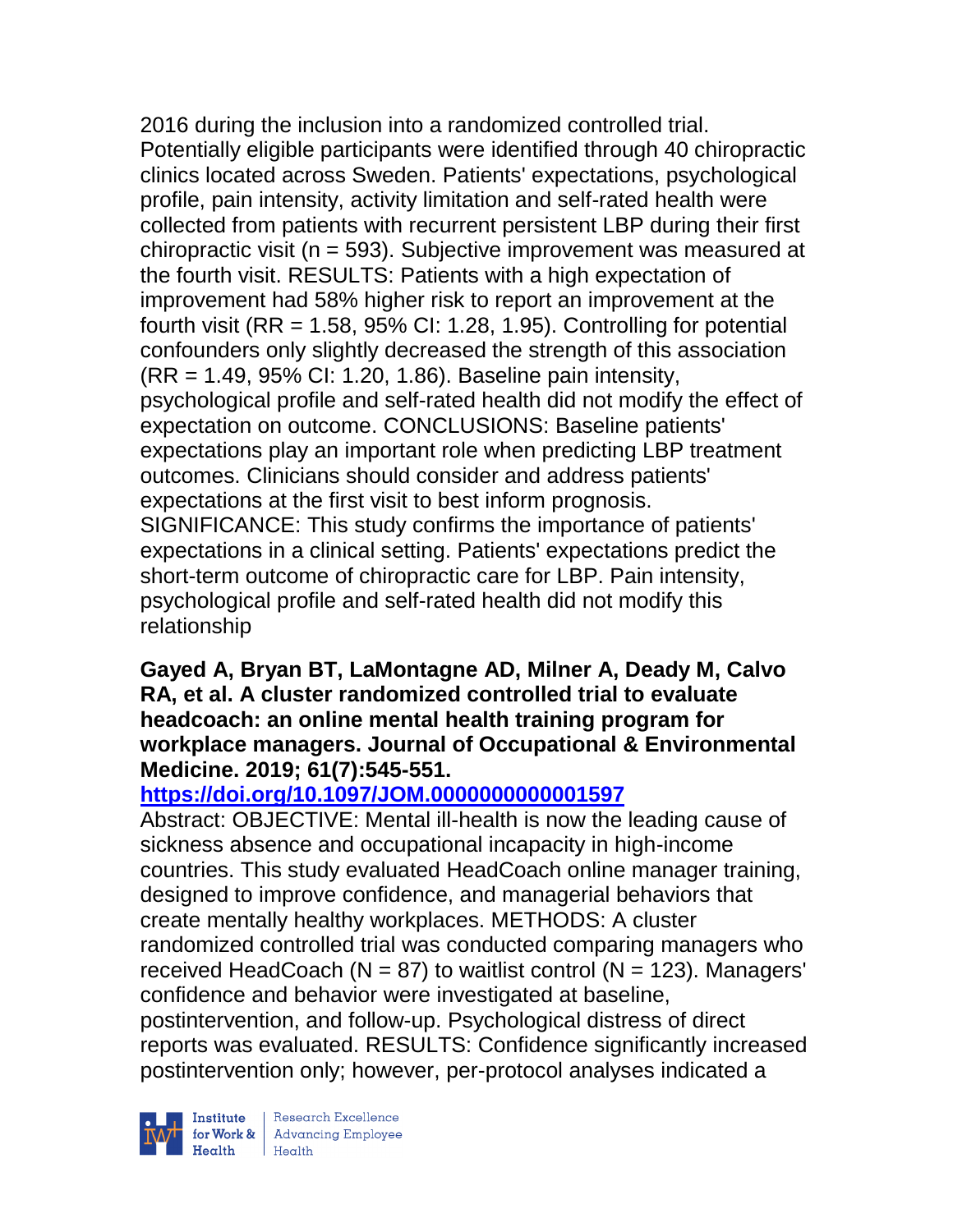2016 during the inclusion into a randomized controlled trial. Potentially eligible participants were identified through 40 chiropractic clinics located across Sweden. Patients' expectations, psychological profile, pain intensity, activity limitation and self-rated health were collected from patients with recurrent persistent LBP during their first chiropractic visit (n = 593). Subjective improvement was measured at the fourth visit. RESULTS: Patients with a high expectation of improvement had 58% higher risk to report an improvement at the fourth visit (RR = 1.58, 95% CI: 1.28, 1.95). Controlling for potential confounders only slightly decreased the strength of this association (RR = 1.49, 95% CI: 1.20, 1.86). Baseline pain intensity, psychological profile and self-rated health did not modify the effect of expectation on outcome. CONCLUSIONS: Baseline patients' expectations play an important role when predicting LBP treatment outcomes. Clinicians should consider and address patients' expectations at the first visit to best inform prognosis. SIGNIFICANCE: This study confirms the importance of patients' expectations in a clinical setting. Patients' expectations predict the short-term outcome of chiropractic care for LBP. Pain intensity, psychological profile and self-rated health did not modify this relationship

**Gayed A, Bryan BT, LaMontagne AD, Milner A, Deady M, Calvo RA, et al. A cluster randomized controlled trial to evaluate headcoach: an online mental health training program for workplace managers. Journal of Occupational & Environmental Medicine. 2019; 61(7):545-551.**

**https://doi.org/10.1097/JOM.0000000000001597**

Abstract: OBJECTIVE: Mental ill-health is now the leading cause of sickness absence and occupational incapacity in high-income countries. This study evaluated HeadCoach online manager training, designed to improve confidence, and managerial behaviors that create mentally healthy workplaces. METHODS: A cluster randomized controlled trial was conducted comparing managers who received HeadCoach (N = 87) to waitlist control (N = 123). Managers' confidence and behavior were investigated at baseline, postintervention, and follow-up. Psychological distress of direct reports was evaluated. RESULTS: Confidence significantly increased postintervention only; however, per-protocol analyses indicated a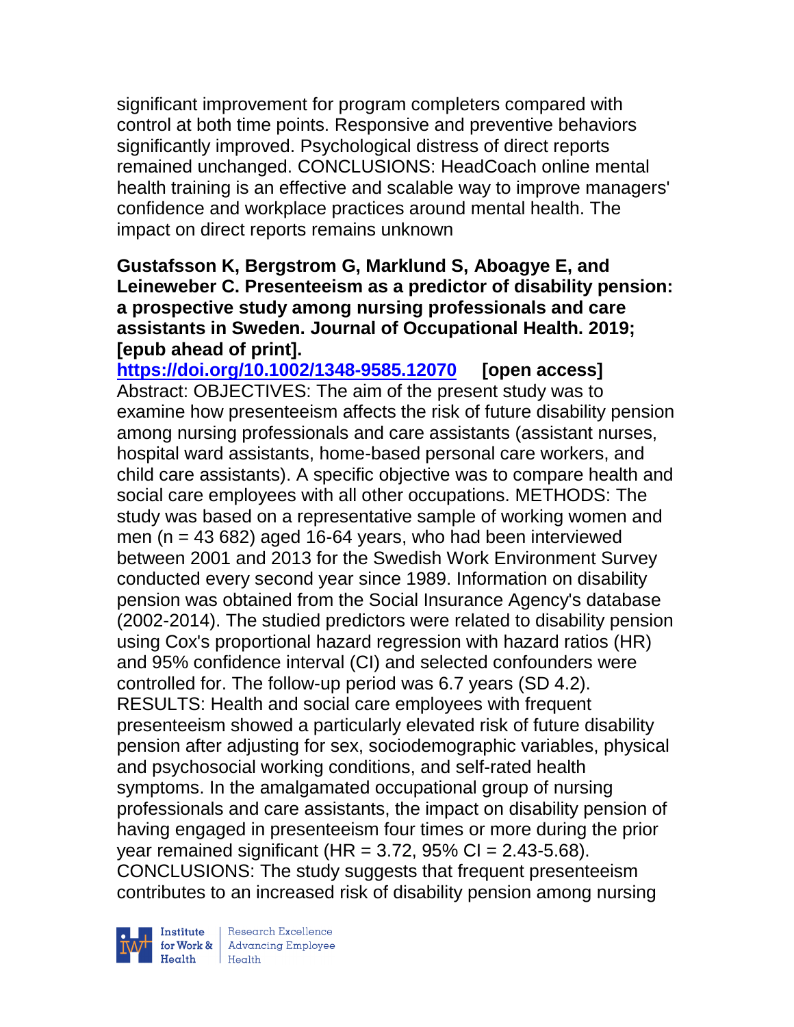significant improvement for program completers compared with control at both time points. Responsive and preventive behaviors significantly improved. Psychological distress of direct reports remained unchanged. CONCLUSIONS: HeadCoach online mental health training is an effective and scalable way to improve managers' confidence and workplace practices around mental health. The impact on direct reports remains unknown

**Gustafsson K, Bergstrom G, Marklund S, Aboagye E, and Leineweber C. Presenteeism as a predictor of disability pension: a prospective study among nursing professionals and care assistants in Sweden. Journal of Occupational Health. 2019; [epub ahead of print].**

**https://doi.org/10.1002/1348-9585.12070** **[open access]**

Abstract: OBJECTIVES: The aim of the present study was to examine how presenteeism affects the risk of future disability pension among nursing professionals and care assistants (assistant nurses, hospital ward assistants, home-based personal care workers, and child care assistants). A specific objective was to compare health and social care employees with all other occupations. METHODS: The study was based on a representative sample of working women and men (n = 43 682) aged 16-64 years, who had been interviewed between 2001 and 2013 for the Swedish Work Environment Survey conducted every second year since 1989. Information on disability pension was obtained from the Social Insurance Agency's database (2002-2014). The studied predictors were related to disability pension using Cox's proportional hazard regression with hazard ratios (HR) and 95% confidence interval (CI) and selected confounders were controlled for. The follow-up period was 6.7 years (SD 4.2). RESULTS: Health and social care employees with frequent presenteeism showed a particularly elevated risk of future disability pension after adjusting for sex, sociodemographic variables, physical and psychosocial working conditions, and self-rated health symptoms. In the amalgamated occupational group of nursing professionals and care assistants, the impact on disability pension of having engaged in presenteeism four times or more during the prior year remained significant (HR = 3.72, 95% CI = 2.43-5.68). CONCLUSIONS: The study suggests that frequent presenteeism contributes to an increased risk of disability pension among nursing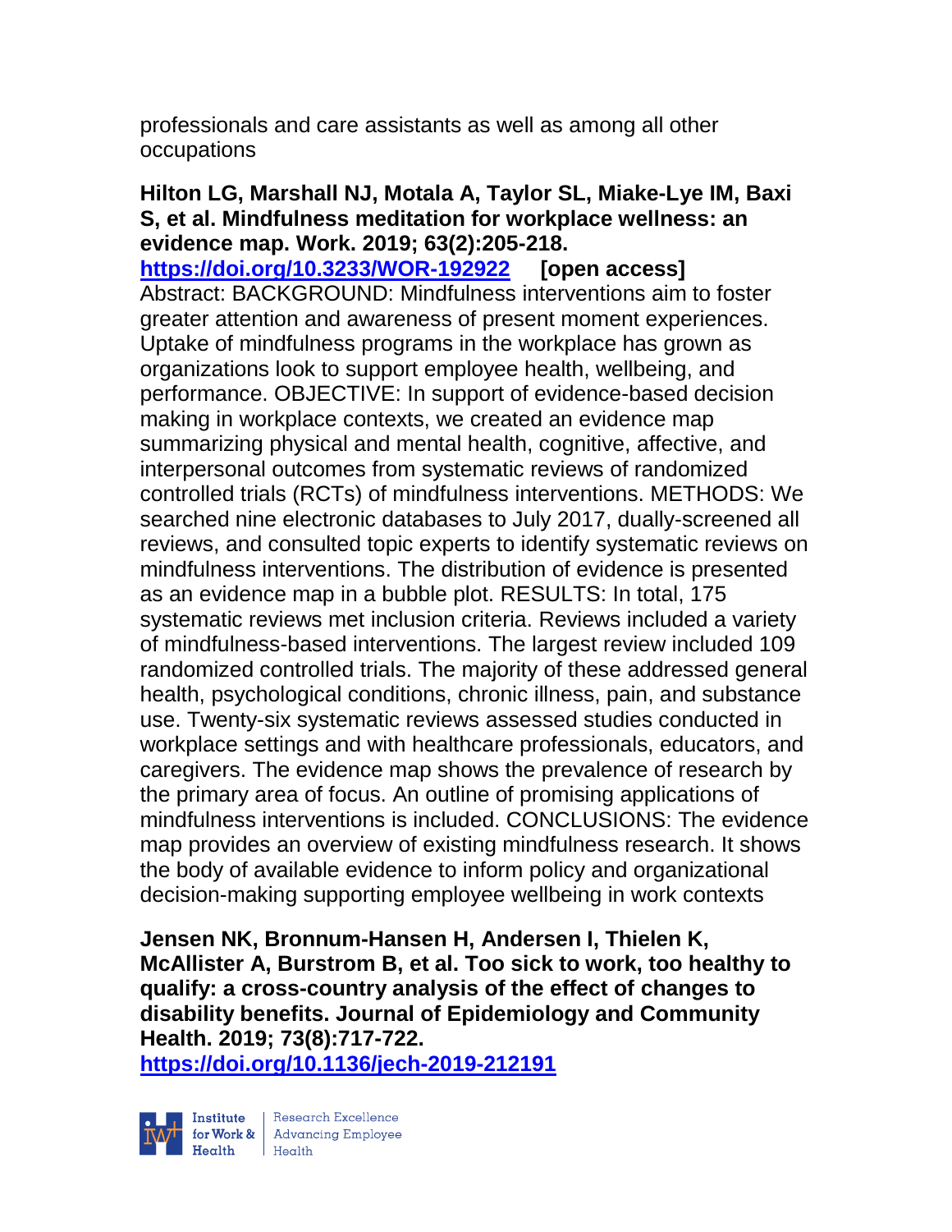professionals and care assistants as well as among all other occupations

**Hilton LG, Marshall NJ, Motala A, Taylor SL, Miake-Lye IM, Baxi S, et al. Mindfulness meditation for workplace wellness: an evidence map. Work. 2019; 63(2):205-218.**
**https://doi.org/10.3233/WOR-192922** **[open access]**
Abstract: BACKGROUND: Mindfulness interventions aim to foster greater attention and awareness of present moment experiences. Uptake of mindfulness programs in the workplace has grown as organizations look to support employee health, wellbeing, and performance. OBJECTIVE: In support of evidence-based decision making in workplace contexts, we created an evidence map summarizing physical and mental health, cognitive, affective, and interpersonal outcomes from systematic reviews of randomized controlled trials (RCTs) of mindfulness interventions. METHODS: We searched nine electronic databases to July 2017, dually-screened all reviews, and consulted topic experts to identify systematic reviews on mindfulness interventions. The distribution of evidence is presented as an evidence map in a bubble plot. RESULTS: In total, 175 systematic reviews met inclusion criteria. Reviews included a variety of mindfulness-based interventions. The largest review included 109 randomized controlled trials. The majority of these addressed general health, psychological conditions, chronic illness, pain, and substance use. Twenty-six systematic reviews assessed studies conducted in workplace settings and with healthcare professionals, educators, and caregivers. The evidence map shows the prevalence of research by the primary area of focus. An outline of promising applications of mindfulness interventions is included. CONCLUSIONS: The evidence map provides an overview of existing mindfulness research. It shows the body of available evidence to inform policy and organizational decision-making supporting employee wellbeing in work contexts

**Jensen NK, Bronnum-Hansen H, Andersen I, Thielen K, McAllister A, Burstrom B, et al. Too sick to work, too healthy to qualify: a cross-country analysis of the effect of changes to disability benefits. Journal of Epidemiology and Community Health. 2019; 73(8):717-722.**
**https://doi.org/10.1136/jech-2019-212191**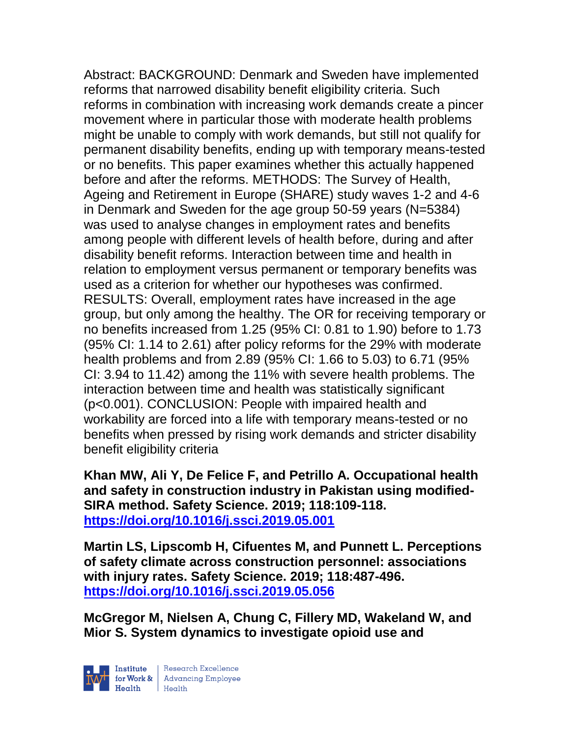Abstract: BACKGROUND: Denmark and Sweden have implemented reforms that narrowed disability benefit eligibility criteria. Such reforms in combination with increasing work demands create a pincer movement where in particular those with moderate health problems might be unable to comply with work demands, but still not qualify for permanent disability benefits, ending up with temporary means-tested or no benefits. This paper examines whether this actually happened before and after the reforms. METHODS: The Survey of Health, Ageing and Retirement in Europe (SHARE) study waves 1-2 and 4-6 in Denmark and Sweden for the age group 50-59 years (N=5384) was used to analyse changes in employment rates and benefits among people with different levels of health before, during and after disability benefit reforms. Interaction between time and health in relation to employment versus permanent or temporary benefits was used as a criterion for whether our hypotheses was confirmed. RESULTS: Overall, employment rates have increased in the age group, but only among the healthy. The OR for receiving temporary or no benefits increased from 1.25 (95% CI: 0.81 to 1.90) before to 1.73 (95% CI: 1.14 to 2.61) after policy reforms for the 29% with moderate health problems and from 2.89 (95% CI: 1.66 to 5.03) to 6.71 (95% CI: 3.94 to 11.42) among the 11% with severe health problems. The interaction between time and health was statistically significant (p<0.001). CONCLUSION: People with impaired health and workability are forced into a life with temporary means-tested or no benefits when pressed by rising work demands and stricter disability benefit eligibility criteria

**Khan MW, Ali Y, De Felice F, and Petrillo A. Occupational health and safety in construction industry in Pakistan using modified-SIRA method. Safety Science. 2019; 118:109-118. https://doi.org/10.1016/j.ssci.2019.05.001**

**Martin LS, Lipscomb H, Cifuentes M, and Punnett L. Perceptions of safety climate across construction personnel: associations with injury rates. Safety Science. 2019; 118:487-496. https://doi.org/10.1016/j.ssci.2019.05.056**

**McGregor M, Nielsen A, Chung C, Fillery MD, Wakeland W, and Mior S. System dynamics to investigate opioid use and**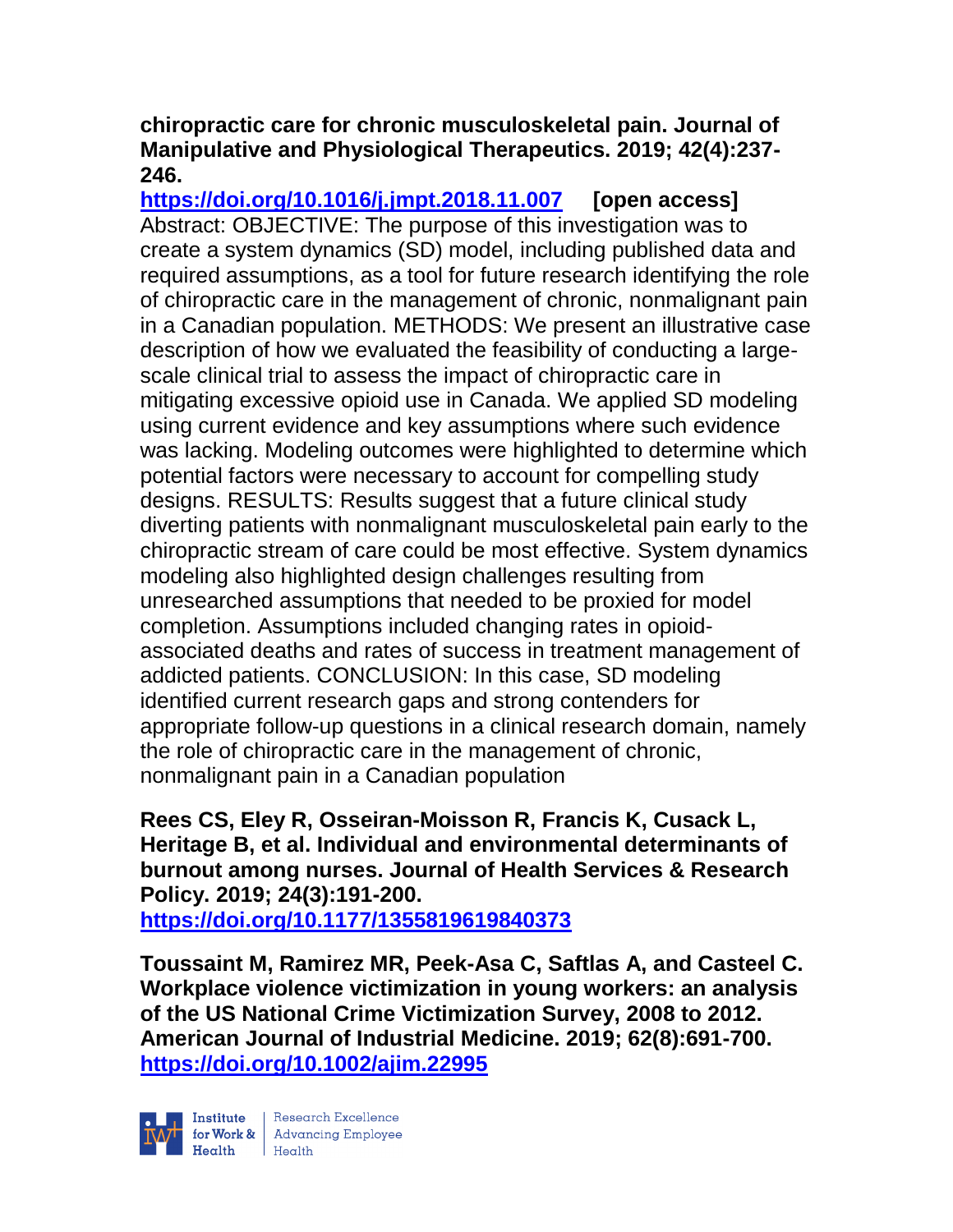**chiropractic care for chronic musculoskeletal pain. Journal of Manipulative and Physiological Therapeutics. 2019; 42(4):237-246.**
**https://doi.org/10.1016/j.jmpt.2018.11.007** **[open access]**
Abstract: OBJECTIVE: The purpose of this investigation was to create a system dynamics (SD) model, including published data and required assumptions, as a tool for future research identifying the role of chiropractic care in the management of chronic, nonmalignant pain in a Canadian population. METHODS: We present an illustrative case description of how we evaluated the feasibility of conducting a large-scale clinical trial to assess the impact of chiropractic care in mitigating excessive opioid use in Canada. We applied SD modeling using current evidence and key assumptions where such evidence was lacking. Modeling outcomes were highlighted to determine which potential factors were necessary to account for compelling study designs. RESULTS: Results suggest that a future clinical study diverting patients with nonmalignant musculoskeletal pain early to the chiropractic stream of care could be most effective. System dynamics modeling also highlighted design challenges resulting from unresearched assumptions that needed to be proxied for model completion. Assumptions included changing rates in opioid-associated deaths and rates of success in treatment management of addicted patients. CONCLUSION: In this case, SD modeling identified current research gaps and strong contenders for appropriate follow-up questions in a clinical research domain, namely the role of chiropractic care in the management of chronic, nonmalignant pain in a Canadian population

**Rees CS, Eley R, Osseiran-Moisson R, Francis K, Cusack L, Heritage B, et al. Individual and environmental determinants of burnout among nurses. Journal of Health Services & Research Policy. 2019; 24(3):191-200.**
**https://doi.org/10.1177/1355819619840373**

**Toussaint M, Ramirez MR, Peek-Asa C, Saftlas A, and Casteel C. Workplace violence victimization in young workers: an analysis of the US National Crime Victimization Survey, 2008 to 2012. American Journal of Industrial Medicine. 2019; 62(8):691-700.**
**https://doi.org/10.1002/ajim.22995**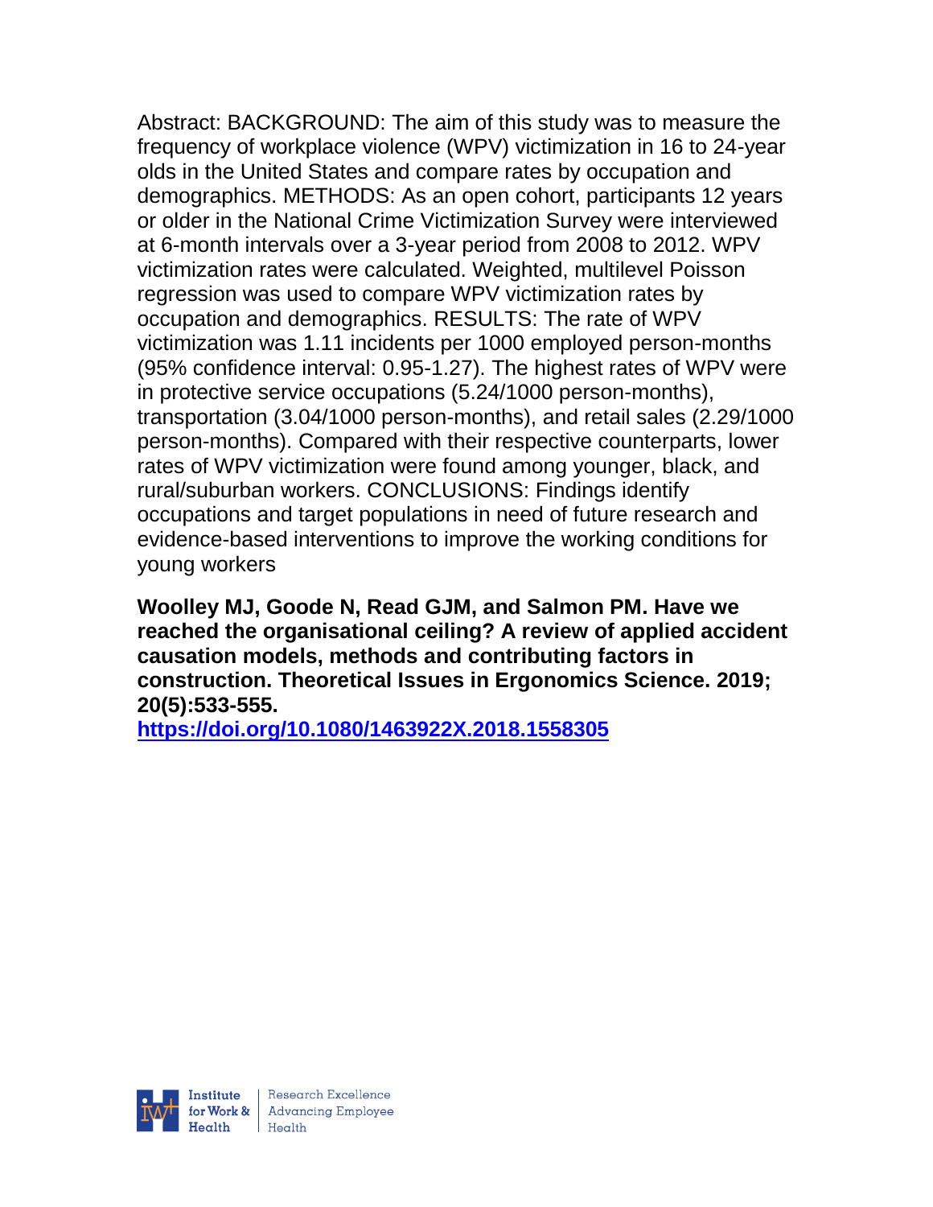Abstract: BACKGROUND: The aim of this study was to measure the frequency of workplace violence (WPV) victimization in 16 to 24-year olds in the United States and compare rates by occupation and demographics. METHODS: As an open cohort, participants 12 years or older in the National Crime Victimization Survey were interviewed at 6-month intervals over a 3-year period from 2008 to 2012. WPV victimization rates were calculated. Weighted, multilevel Poisson regression was used to compare WPV victimization rates by occupation and demographics. RESULTS: The rate of WPV victimization was 1.11 incidents per 1000 employed person-months (95% confidence interval: 0.95-1.27). The highest rates of WPV were in protective service occupations (5.24/1000 person-months), transportation (3.04/1000 person-months), and retail sales (2.29/1000 person-months). Compared with their respective counterparts, lower rates of WPV victimization were found among younger, black, and rural/suburban workers. CONCLUSIONS: Findings identify occupations and target populations in need of future research and evidence-based interventions to improve the working conditions for young workers

**Woolley MJ, Goode N, Read GJM, and Salmon PM. Have we reached the organisational ceiling? A review of applied accident causation models, methods and contributing factors in construction. Theoretical Issues in Ergonomics Science. 2019; 20(5):533-555.**
**https://doi.org/10.1080/1463922X.2018.1558305**